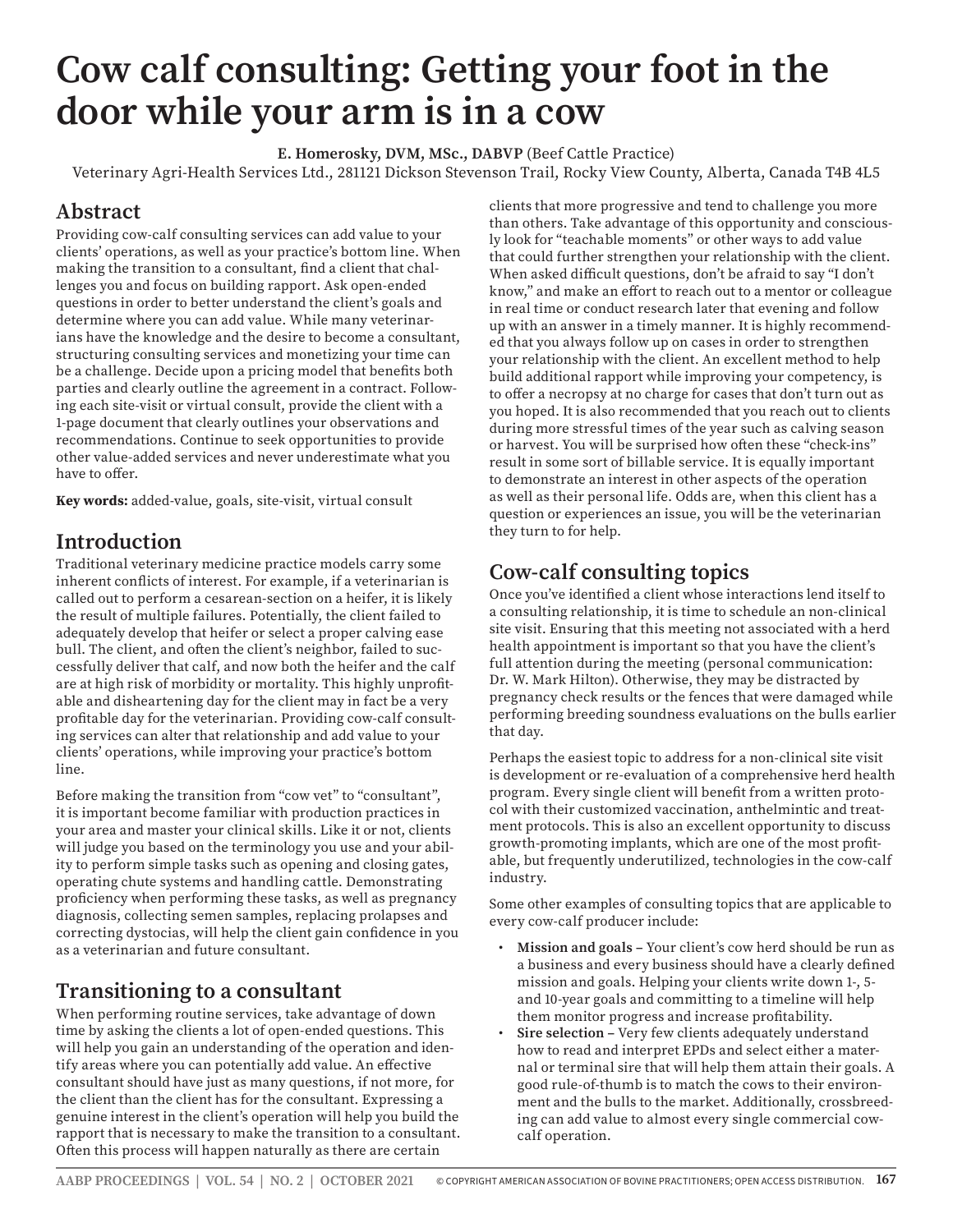# Cow calf consulting: Getting your foot in the door while your arm is in a cow

**E. Homerosky, DVM, MSc., DABVP** (Beef Cattle Practice)

Veterinary Agri-Health Services Ltd., 281121 Dickson Stevenson Trail, Rocky View County, Alberta, Canada T4B 4L5

## Abstract

Providing cow-calf consulting services can add value to your clients' operations, as well as your practice's bottom line. When making the transition to a consultant, find a client that challenges you and focus on building rapport. Ask open-ended questions in order to better understand the client's goals and determine where you can add value. While many veterinarians have the knowledge and the desire to become a consultant, structuring consulting services and monetizing your time can be a challenge. Decide upon a pricing model that benefits both parties and clearly outline the agreement in a contract. Following each site-visit or virtual consult, provide the client with a 1-page document that clearly outlines your observations and recommendations. Continue to seek opportunities to provide other value-added services and never underestimate what you have to offer.

**Key words:** added-value, goals, site-visit, virtual consult

## Introduction

Traditional veterinary medicine practice models carry some inherent conflicts of interest. For example, if a veterinarian is called out to perform a cesarean-section on a heifer, it is likely the result of multiple failures. Potentially, the client failed to adequately develop that heifer or select a proper calving ease bull. The client, and often the client's neighbor, failed to successfully deliver that calf, and now both the heifer and the calf are at high risk of morbidity or mortality. This highly unprofitable and disheartening day for the client may in fact be a very profitable day for the veterinarian. Providing cow-calf consulting services can alter that relationship and add value to your clients' operations, while improving your practice's bottom line.

Before making the transition from "cow vet" to "consultant", it is important become familiar with production practices in your area and master your clinical skills. Like it or not, clients will judge you based on the terminology you use and your ability to perform simple tasks such as opening and closing gates, operating chute systems and handling cattle. Demonstrating proficiency when performing these tasks, as well as pregnancy diagnosis, collecting semen samples, replacing prolapses and correcting dystocias, will help the client gain confidence in you as a veterinarian and future consultant.

## Transitioning to a consultant

When performing routine services, take advantage of down time by asking the clients a lot of open-ended questions. This will help you gain an understanding of the operation and identify areas where you can potentially add value. An effective consultant should have just as many questions, if not more, for the client than the client has for the consultant. Expressing a genuine interest in the client's operation will help you build the rapport that is necessary to make the transition to a consultant. Often this process will happen naturally as there are certain clients that more progressive and tend to challenge you more than others. Take advantage of this opportunity and consciously look for "teachable moments" or other ways to add value that could further strengthen your relationship with the client. When asked difficult questions, don't be afraid to say "I don't know," and make an effort to reach out to a mentor or colleague in real time or conduct research later that evening and follow up with an answer in a timely manner. It is highly recommended that you always follow up on cases in order to strengthen your relationship with the client. An excellent method to help build additional rapport while improving your competency, is to offer a necropsy at no charge for cases that don't turn out as you hoped. It is also recommended that you reach out to clients during more stressful times of the year such as calving season or harvest. You will be surprised how often these "check-ins" result in some sort of billable service. It is equally important to demonstrate an interest in other aspects of the operation as well as their personal life. Odds are, when this client has a question or experiences an issue, you will be the veterinarian they turn to for help.

## Cow-calf consulting topics

Once you've identified a client whose interactions lend itself to a consulting relationship, it is time to schedule an non-clinical site visit. Ensuring that this meeting not associated with a herd health appointment is important so that you have the client's full attention during the meeting (personal communication: Dr. W. Mark Hilton). Otherwise, they may be distracted by pregnancy check results or the fences that were damaged while performing breeding soundness evaluations on the bulls earlier that day.

Perhaps the easiest topic to address for a non-clinical site visit is development or re-evaluation of a comprehensive herd health program. Every single client will benefit from a written protocol with their customized vaccination, anthelmintic and treatment protocols. This is also an excellent opportunity to discuss growth-promoting implants, which are one of the most profitable, but frequently underutilized, technologies in the cow-calf industry.

Some other examples of consulting topics that are applicable to every cow-calf producer include:

- **Mission and goals –** Your client's cow herd should be run as a business and every business should have a clearly defined mission and goals. Helping your clients write down 1-, 5- and 10-year goals and committing to a timeline will help them monitor progress and increase profitability.
- **Sire selection –** Very few clients adequately understand how to read and interpret EPDs and select either a maternal or terminal sire that will help them attain their goals. A good rule-of-thumb is to match the cows to their environment and the bulls to the market. Additionally, crossbreeding can add value to almost every single commercial cow-calf operation.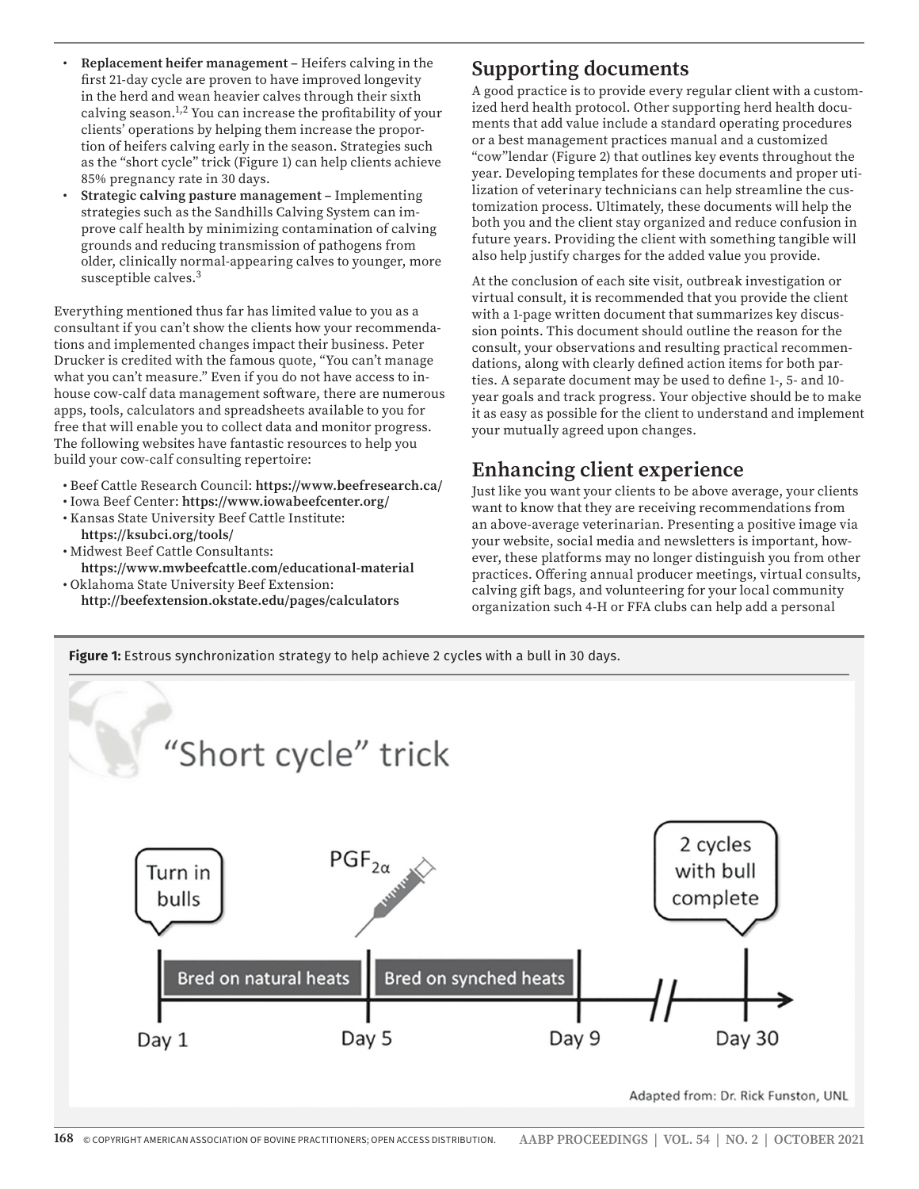- **Replacement heifer management** – Heifers calving in the first 21-day cycle are proven to have improved longevity in the herd and wean heavier calves through their sixth calving season.[1,2] You can increase the profitability of your clients' operations by helping them increase the proportion of heifers calving early in the season. Strategies such as the "short cycle" trick (Figure 1) can help clients achieve 85% pregnancy rate in 30 days.
- **Strategic calving pasture management** – Implementing strategies such as the Sandhills Calving System can improve calf health by minimizing contamination of calving grounds and reducing transmission of pathogens from older, clinically normal-appearing calves to younger, more susceptible calves.[3]

Everything mentioned thus far has limited value to you as a consultant if you can't show the clients how your recommendations and implemented changes impact their business. Peter Drucker is credited with the famous quote, "You can't manage what you can't measure." Even if you do not have access to in-house cow-calf data management software, there are numerous apps, tools, calculators and spreadsheets available to you for free that will enable you to collect data and monitor progress. The following websites have fantastic resources to help you build your cow-calf consulting repertoire:

- Beef Cattle Research Council: **https://www.beefresearch.ca/**
- Iowa Beef Center: **https://www.iowabeefcenter.org/**
- Kansas State University Beef Cattle Institute: **https://ksubci.org/tools/**
- Midwest Beef Cattle Consultants: **https://www.mwbeefcattle.com/educational-material**
- Oklahoma State University Beef Extension: **http://beefextension.okstate.edu/pages/calculators**

## Supporting documents

A good practice is to provide every regular client with a customized herd health protocol. Other supporting herd health documents that add value include a standard operating procedures or a best management practices manual and a customized "cow"lendar (Figure 2) that outlines key events throughout the year. Developing templates for these documents and proper utilization of veterinary technicians can help streamline the customization process. Ultimately, these documents will help the both you and the client stay organized and reduce confusion in future years. Providing the client with something tangible will also help justify charges for the added value you provide.

At the conclusion of each site visit, outbreak investigation or virtual consult, it is recommended that you provide the client with a 1-page written document that summarizes key discussion points. This document should outline the reason for the consult, your observations and resulting practical recommendations, along with clearly defined action items for both parties. A separate document may be used to define 1-, 5- and 10-year goals and track progress. Your objective should be to make it as easy as possible for the client to understand and implement your mutually agreed upon changes.

## Enhancing client experience

Just like you want your clients to be above average, your clients want to know that they are receiving recommendations from an above-average veterinarian. Presenting a positive image via your website, social media and newsletters is important, however, these platforms may no longer distinguish you from other practices. Offering annual producer meetings, virtual consults, calving gift bags, and volunteering for your local community organization such 4-H or FFA clubs can help add a personal

**Figure 1:** Estrous synchronization strategy to help achieve 2 cycles with a bull in 30 days.

"Short cycle" trick

Turn in bulls — Day 1 — Bred on natural heats — $PGF_{2\alpha}$ — Day 5 — Bred on synched heats — Day 9 — 2 cycles with bull complete — Day 30

Adapted from: Dr. Rick Funston, UNL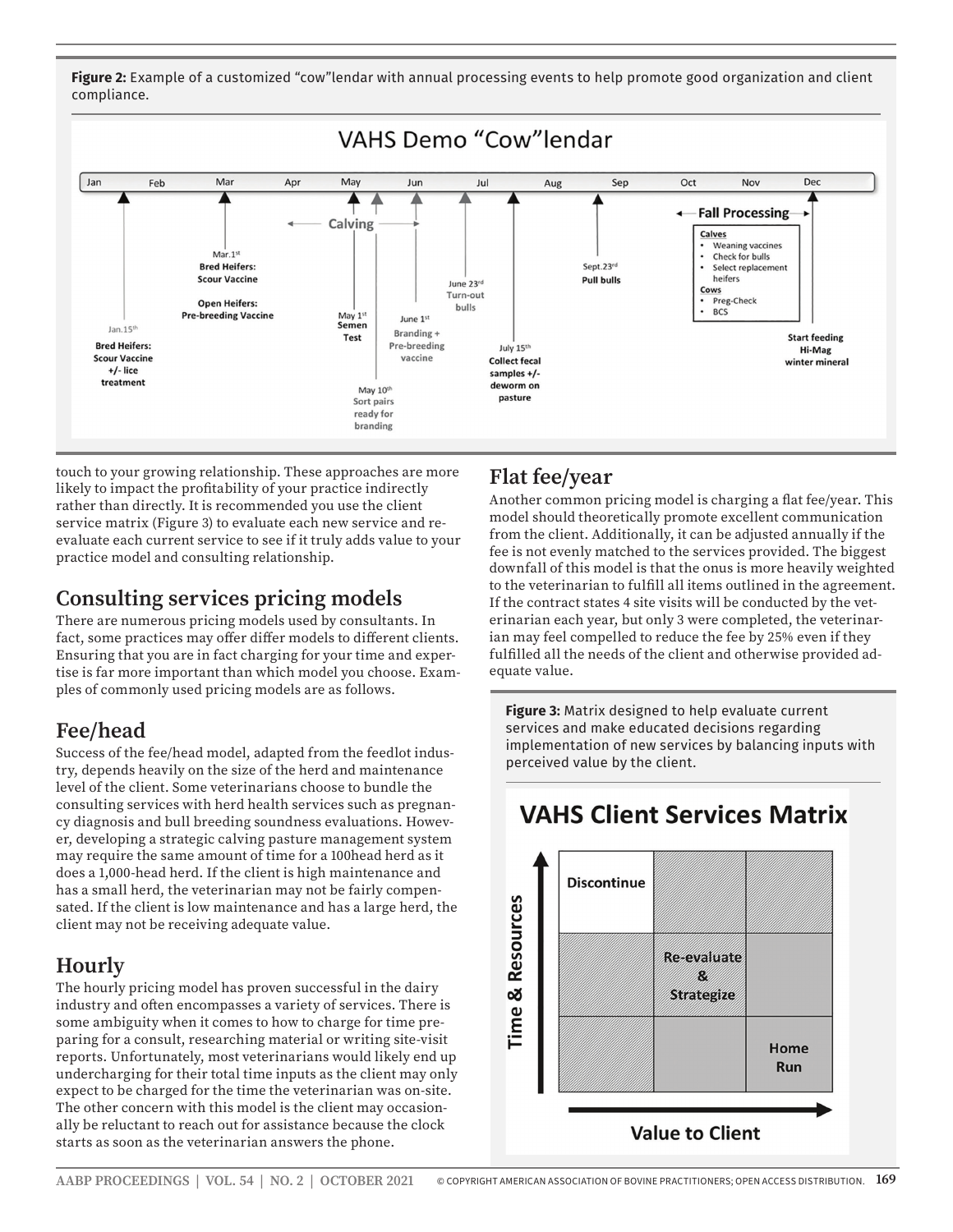**Figure 2:** Example of a customized "cow"lendar with annual processing events to help promote good organization and client compliance.

touch to your growing relationship. These approaches are more likely to impact the profitability of your practice indirectly rather than directly. It is recommended you use the client service matrix (Figure 3) to evaluate each new service and re-evaluate each current service to see if it truly adds value to your practice model and consulting relationship.

## Consulting services pricing models

There are numerous pricing models used by consultants. In fact, some practices may offer differ models to different clients. Ensuring that you are in fact charging for your time and expertise is far more important than which model you choose. Examples of commonly used pricing models are as follows.

## Fee/head

Success of the fee/head model, adapted from the feedlot industry, depends heavily on the size of the herd and maintenance level of the client. Some veterinarians choose to bundle the consulting services with herd health services such as pregnancy diagnosis and bull breeding soundness evaluations. However, developing a strategic calving pasture management system may require the same amount of time for a 100head herd as it does a 1,000-head herd. If the client is high maintenance and has a small herd, the veterinarian may not be fairly compensated. If the client is low maintenance and has a large herd, the client may not be receiving adequate value.

## Hourly

The hourly pricing model has proven successful in the dairy industry and often encompasses a variety of services. There is some ambiguity when it comes to how to charge for time preparing for a consult, researching material or writing site-visit reports. Unfortunately, most veterinarians would likely end up undercharging for their total time inputs as the client may only expect to be charged for the time the veterinarian was on-site. The other concern with this model is the client may occasionally be reluctant to reach out for assistance because the clock starts as soon as the veterinarian answers the phone.

## Flat fee/year

Another common pricing model is charging a flat fee/year. This model should theoretically promote excellent communication from the client. Additionally, it can be adjusted annually if the fee is not evenly matched to the services provided. The biggest downfall of this model is that the onus is more heavily weighted to the veterinarian to fulfill all items outlined in the agreement. If the contract states 4 site visits will be conducted by the veterinarian each year, but only 3 were completed, the veterinarian may feel compelled to reduce the fee by 25% even if they fulfilled all the needs of the client and otherwise provided adequate value.

**Figure 3:** Matrix designed to help evaluate current services and make educated decisions regarding implementation of new services by balancing inputs with perceived value by the client.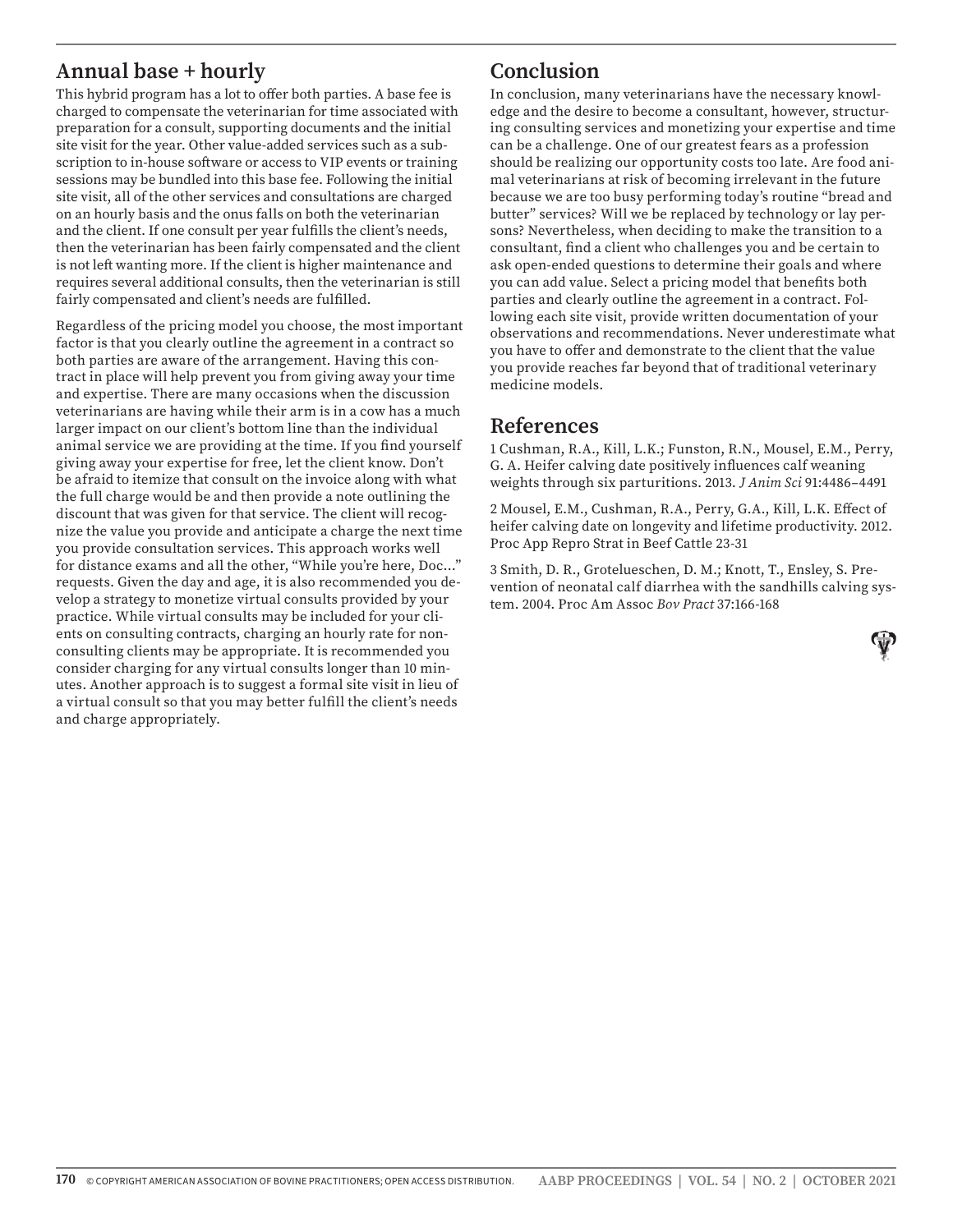## Annual base + hourly

This hybrid program has a lot to offer both parties. A base fee is charged to compensate the veterinarian for time associated with preparation for a consult, supporting documents and the initial site visit for the year. Other value-added services such as a subscription to in-house software or access to VIP events or training sessions may be bundled into this base fee. Following the initial site visit, all of the other services and consultations are charged on an hourly basis and the onus falls on both the veterinarian and the client. If one consult per year fulfills the client's needs, then the veterinarian has been fairly compensated and the client is not left wanting more. If the client is higher maintenance and requires several additional consults, then the veterinarian is still fairly compensated and client's needs are fulfilled.

Regardless of the pricing model you choose, the most important factor is that you clearly outline the agreement in a contract so both parties are aware of the arrangement. Having this contract in place will help prevent you from giving away your time and expertise. There are many occasions when the discussion veterinarians are having while their arm is in a cow has a much larger impact on our client's bottom line than the individual animal service we are providing at the time. If you find yourself giving away your expertise for free, let the client know. Don't be afraid to itemize that consult on the invoice along with what the full charge would be and then provide a note outlining the discount that was given for that service. The client will recognize the value you provide and anticipate a charge the next time you provide consultation services. This approach works well for distance exams and all the other, "While you're here, Doc..." requests. Given the day and age, it is also recommended you develop a strategy to monetize virtual consults provided by your practice. While virtual consults may be included for your clients on consulting contracts, charging an hourly rate for non-consulting clients may be appropriate. It is recommended you consider charging for any virtual consults longer than 10 minutes. Another approach is to suggest a formal site visit in lieu of a virtual consult so that you may better fulfill the client's needs and charge appropriately.

## Conclusion

In conclusion, many veterinarians have the necessary knowledge and the desire to become a consultant, however, structuring consulting services and monetizing your expertise and time can be a challenge. One of our greatest fears as a profession should be realizing our opportunity costs too late. Are food animal veterinarians at risk of becoming irrelevant in the future because we are too busy performing today's routine "bread and butter" services? Will we be replaced by technology or lay persons? Nevertheless, when deciding to make the transition to a consultant, find a client who challenges you and be certain to ask open-ended questions to determine their goals and where you can add value. Select a pricing model that benefits both parties and clearly outline the agreement in a contract. Following each site visit, provide written documentation of your observations and recommendations. Never underestimate what you have to offer and demonstrate to the client that the value you provide reaches far beyond that of traditional veterinary medicine models.

## References

1 Cushman, R.A., Kill, L.K.; Funston, R.N., Mousel, E.M., Perry, G. A. Heifer calving date positively influences calf weaning weights through six parturitions. 2013. *J Anim Sci* 91:4486–4491

2 Mousel, E.M., Cushman, R.A., Perry, G.A., Kill, L.K. Effect of heifer calving date on longevity and lifetime productivity. 2012. Proc App Repro Strat in Beef Cattle 23-31

3 Smith, D. R., Grotelueschen, D. M.; Knott, T., Ensley, S. Prevention of neonatal calf diarrhea with the sandhills calving system. 2004. Proc Am Assoc *Bov Pract* 37:166-168